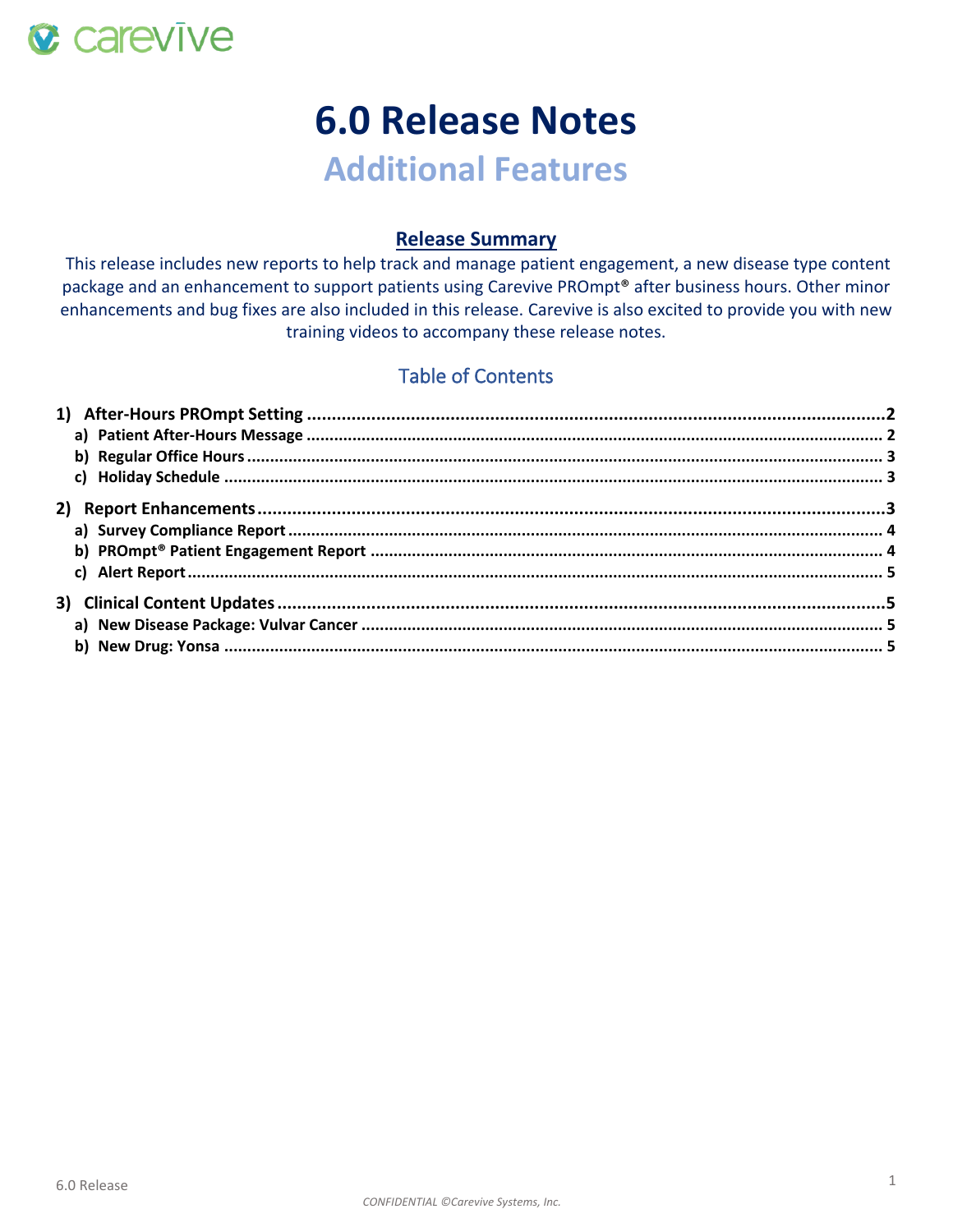# 6.0 Release Notes

## Additional Features

### Release Summary

This release includes new reports to help track and manage patient engagement, a new disease type content package and an enhancement to support patients using Carevive PROmpt® after business hours. Other minor enhancements and bug fixes are also included in this release. Carevive is also excited to provide you with new training videos to accompany these release notes.

### Table of Contents

**1) After-Hours PROmpt Setting** ........ 2
- **a) Patient After-Hours Message** ........ 2
- **b) Regular Office Hours** ........ 3
- **c) Holiday Schedule** ........ 3

**2) Report Enhancements** ........ 3
- **a) Survey Compliance Report** ........ 4
- **b) PROmpt® Patient Engagement Report** ........ 4
- **c) Alert Report** ........ 5

**3) Clinical Content Updates** ........ 5
- **a) New Disease Package: Vulvar Cancer** ........ 5
- **b) New Drug: Yonsa** ........ 5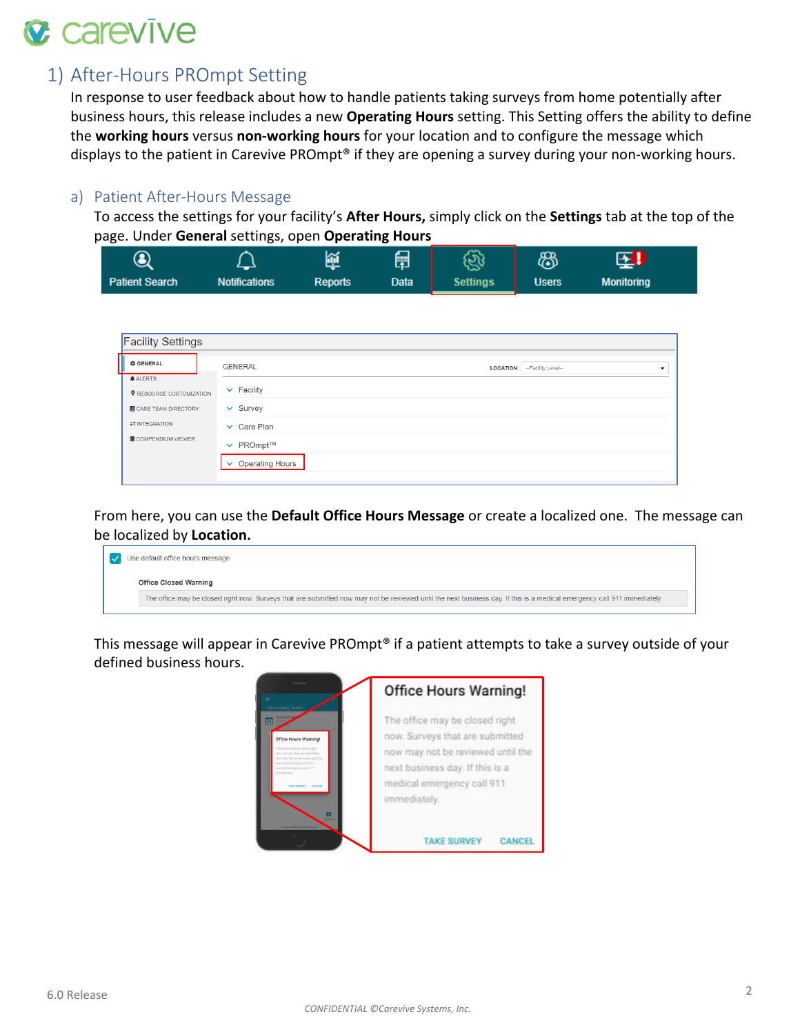## 1) After-Hours PROmpt Setting

In response to user feedback about how to handle patients taking surveys from home potentially after business hours, this release includes a new **Operating Hours** setting. This Setting offers the ability to define the **working hours** versus **non-working hours** for your location and to configure the message which displays to the patient in Carevive PROmpt® if they are opening a survey during your non-working hours.

### a) Patient After-Hours Message

To access the settings for your facility's **After Hours,** simply click on the **Settings** tab at the top of the page. Under **General** settings, open **Operating Hours**

From here, you can use the **Default Office Hours Message** or create a localized one. The message can be localized by **Location.**

This message will appear in Carevive PROmpt® if a patient attempts to take a survey outside of your defined business hours.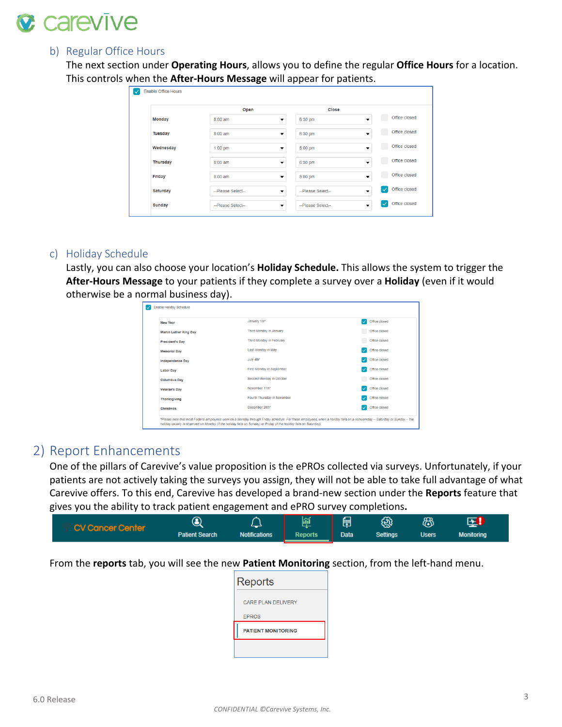### b) Regular Office Hours

The next section under **Operating Hours**, allows you to define the regular **Office Hours** for a location. This controls when the **After-Hours Message** will appear for patients.

Enable Office Hours

| | Open | Close | |
|---|---|---|---|
| Monday | 8:00 am | 6:30 pm | Office closed |
| Tuesday | 8:00 am | 6:30 pm | Office closed |
| Wednesday | 1:00 pm | 5:00 pm | Office closed |
| Thursday | 8:00 am | 6:30 pm | Office closed |
| Friday | 8:00 am | 5:00 pm | Office closed |
| Saturday | --Please Select-- | --Please Select-- | ☑ Office closed |
| Sunday | --Please Select-- | --Please Select-- | ☑ Office closed |

### c) Holiday Schedule

Lastly, you can also choose your location's **Holiday Schedule.** This allows the system to trigger the **After-Hours Message** to your patients if they complete a survey over a **Holiday** (even if it would otherwise be a normal business day).

Enable Holiday Schedule

| | | |
|---|---|---|
| New Year | January 1st* | ☑ Office closed |
| Martin Luther King Day | Third Monday in January | Office closed |
| President's Day | Third Monday in February | Office closed |
| Memorial Day | Last Monday in May | ☑ Office closed |
| Independence Day | July 4th* | ☑ Office closed |
| Labor Day | First Monday in September | ☑ Office closed |
| Columbus Day | Second Monday in October | Office closed |
| Veteran's Day | November 11th* | ☑ Office closed |
| Thanksgiving | Fourth Thursday in November | ☑ Office closed |
| Christmas | December 25th* | ☑ Office closed |

*Please note that most Federal employees work on a Monday through Friday schedule. For these employees, when a holiday falls on a nonworkday -- Saturday or Sunday -- the holiday usually is observed on Monday (if the holiday falls on Sunday) or Friday (if the holiday falls on Saturday).

## 2) Report Enhancements

One of the pillars of Carevive's value proposition is the ePROs collected via surveys. Unfortunately, if your patients are not actively taking the surveys you assign, they will not be able to take full advantage of what Carevive offers. To this end, Carevive has developed a brand-new section under the **Reports** feature that gives you the ability to track patient engagement and ePRO survey completions.

CV Cancer Center | Patient Search | Notifications | Reports | Data | Settings | Users | Monitoring

From the **reports** tab, you will see the new **Patient Monitoring** section, from the left-hand menu.

Reports

- CARE PLAN DELIVERY
- EPROS
- PATIENT MONITORING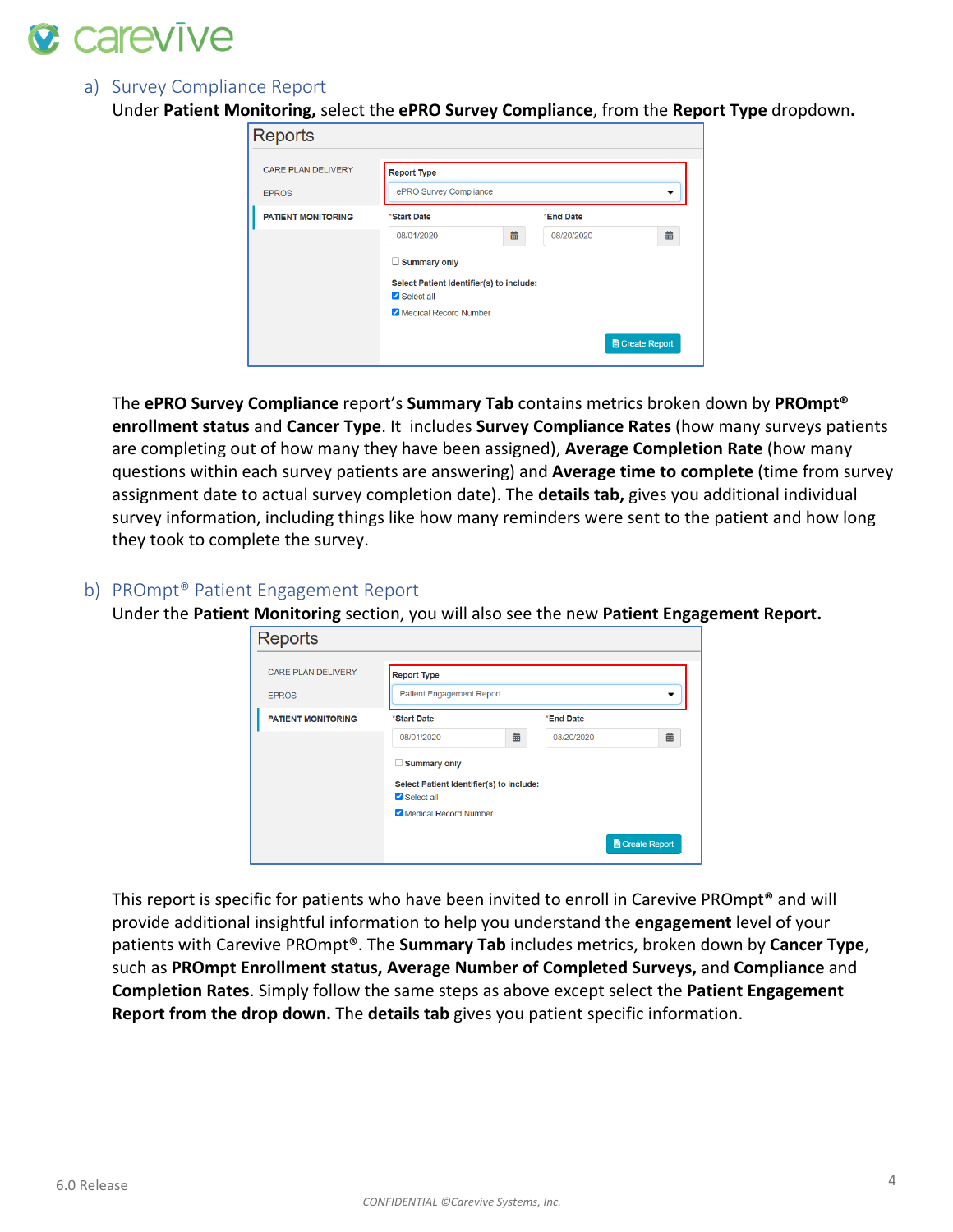## a) Survey Compliance Report

Under **Patient Monitoring,** select the **ePRO Survey Compliance**, from the **Report Type** dropdown**.**

The **ePRO Survey Compliance** report's **Summary Tab** contains metrics broken down by **PROmpt® enrollment status** and **Cancer Type**. It includes **Survey Compliance Rates** (how many surveys patients are completing out of how many they have been assigned), **Average Completion Rate** (how many questions within each survey patients are answering) and **Average time to complete** (time from survey assignment date to actual survey completion date). The **details tab,** gives you additional individual survey information, including things like how many reminders were sent to the patient and how long they took to complete the survey.

## b) PROmpt® Patient Engagement Report

Under the **Patient Monitoring** section, you will also see the new **Patient Engagement Report.**

This report is specific for patients who have been invited to enroll in Carevive PROmpt® and will provide additional insightful information to help you understand the **engagement** level of your patients with Carevive PROmpt®. The **Summary Tab** includes metrics, broken down by **Cancer Type**, such as **PROmpt Enrollment status, Average Number of Completed Surveys,** and **Compliance** and **Completion Rates**. Simply follow the same steps as above except select the **Patient Engagement Report from the drop down.** The **details tab** gives you patient specific information.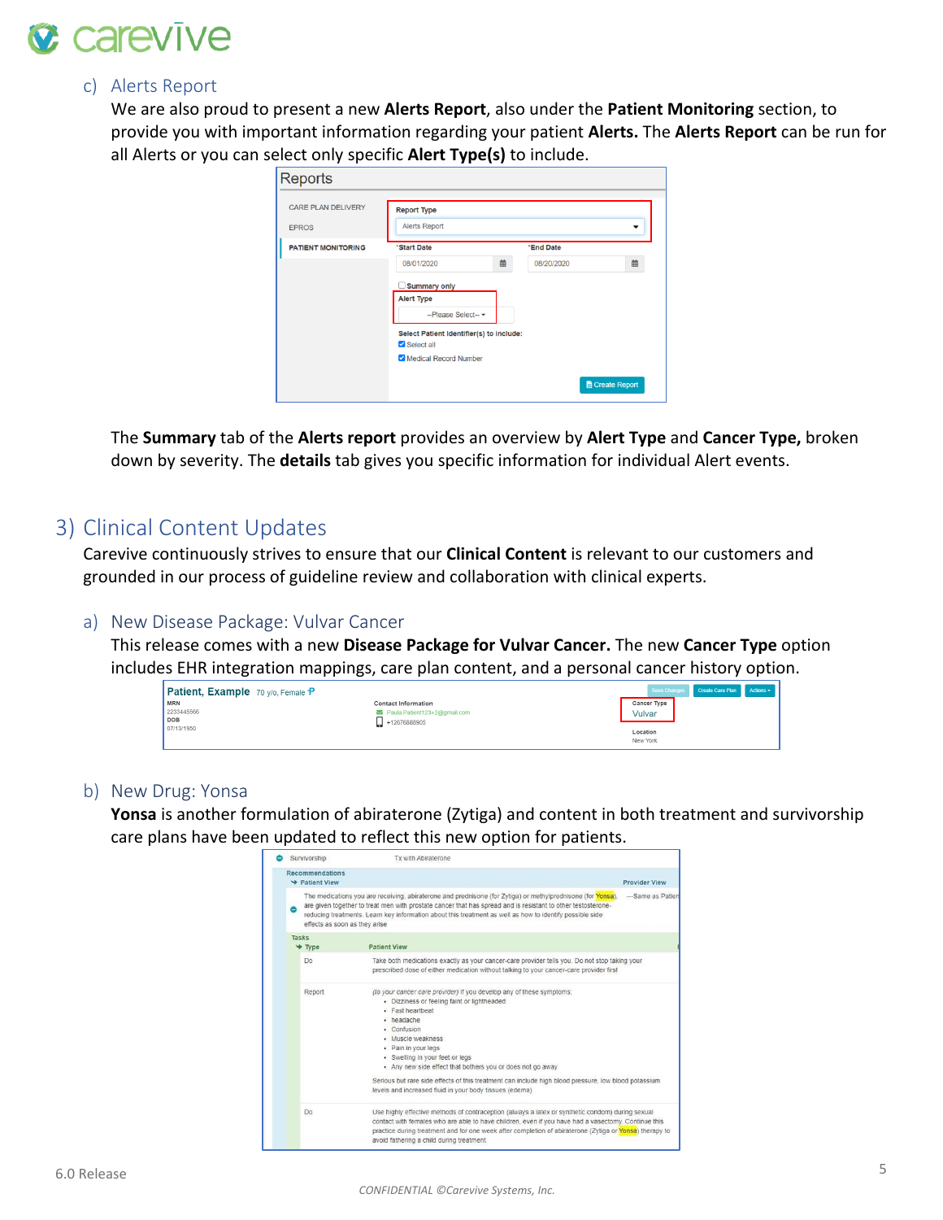## c) Alerts Report

We are also proud to present a new **Alerts Report**, also under the **Patient Monitoring** section, to provide you with important information regarding your patient **Alerts.** The **Alerts Report** can be run for all Alerts or you can select only specific **Alert Type(s)** to include.

The **Summary** tab of the **Alerts report** provides an overview by **Alert Type** and **Cancer Type,** broken down by severity. The **details** tab gives you specific information for individual Alert events.

# 3) Clinical Content Updates

Carevive continuously strives to ensure that our **Clinical Content** is relevant to our customers and grounded in our process of guideline review and collaboration with clinical experts.

## a) New Disease Package: Vulvar Cancer

This release comes with a new **Disease Package for Vulvar Cancer.** The new **Cancer Type** option includes EHR integration mappings, care plan content, and a personal cancer history option.

## b) New Drug: Yonsa

**Yonsa** is another formulation of abiraterone (Zytiga) and content in both treatment and survivorship care plans have been updated to reflect this new option for patients.